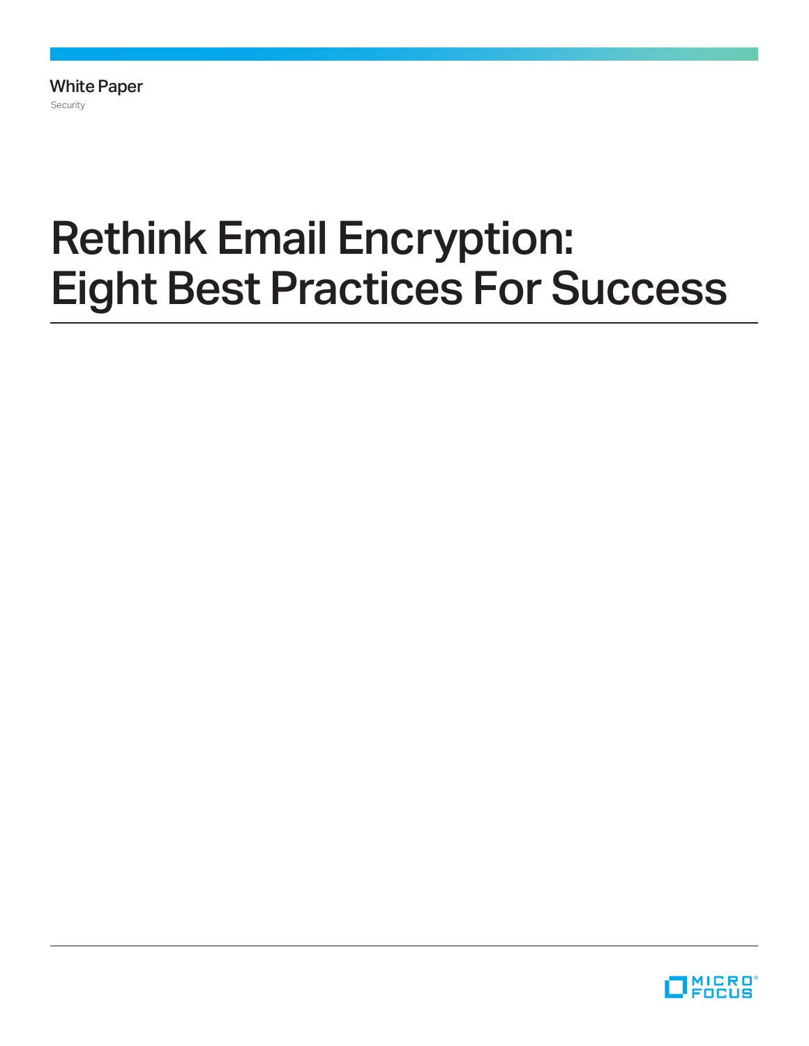White Paper

Security

# Rethink Email Encryption: Eight Best Practices For Success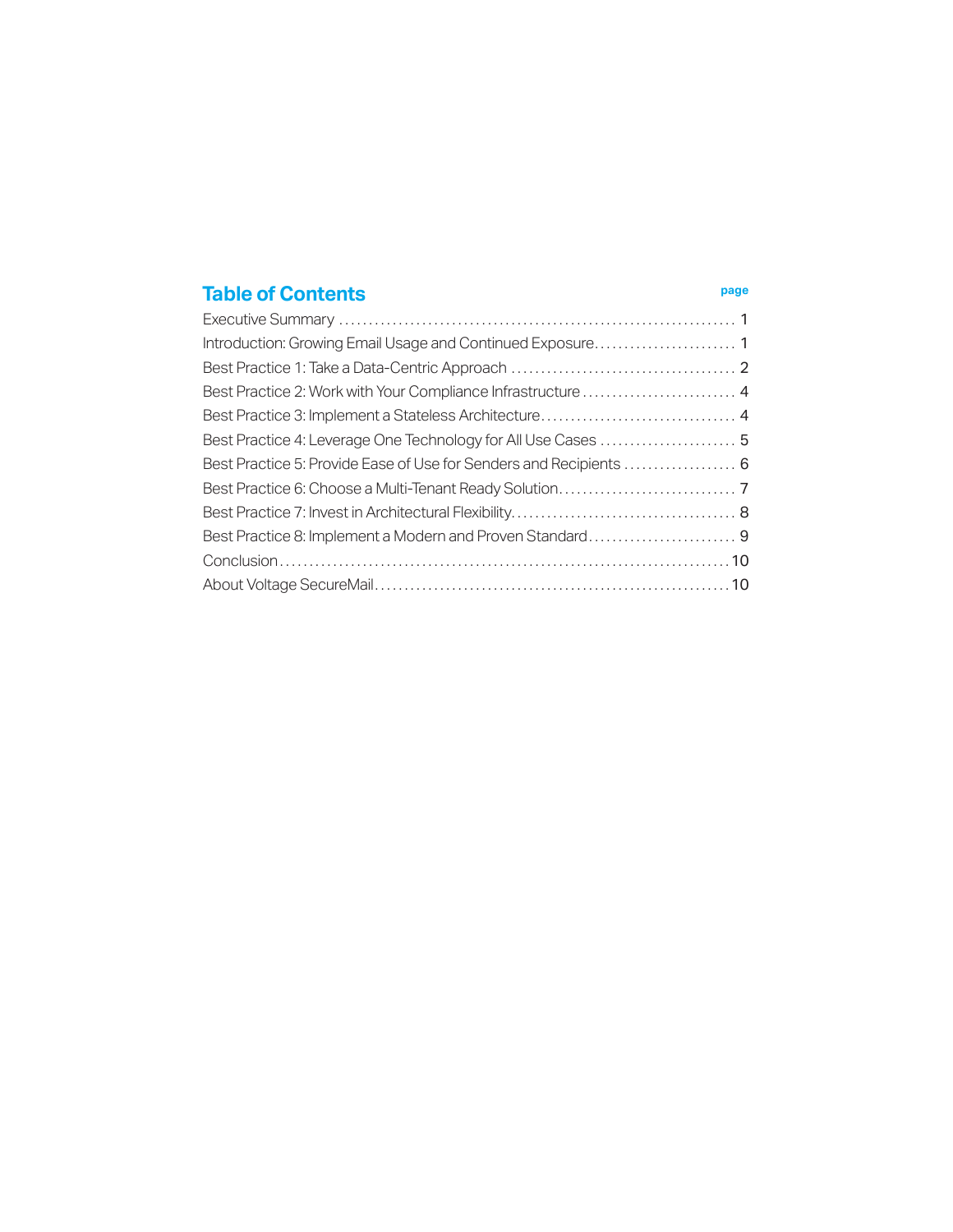## Table of Contents

| | page |
|---|---|
| Executive Summary | 1 |
| Introduction: Growing Email Usage and Continued Exposure | 1 |
| Best Practice 1: Take a Data-Centric Approach | 2 |
| Best Practice 2: Work with Your Compliance Infrastructure | 4 |
| Best Practice 3: Implement a Stateless Architecture | 4 |
| Best Practice 4: Leverage One Technology for All Use Cases | 5 |
| Best Practice 5: Provide Ease of Use for Senders and Recipients | 6 |
| Best Practice 6: Choose a Multi-Tenant Ready Solution | 7 |
| Best Practice 7: Invest in Architectural Flexibility | 8 |
| Best Practice 8: Implement a Modern and Proven Standard | 9 |
| Conclusion | 10 |
| About Voltage SecureMail | 10 |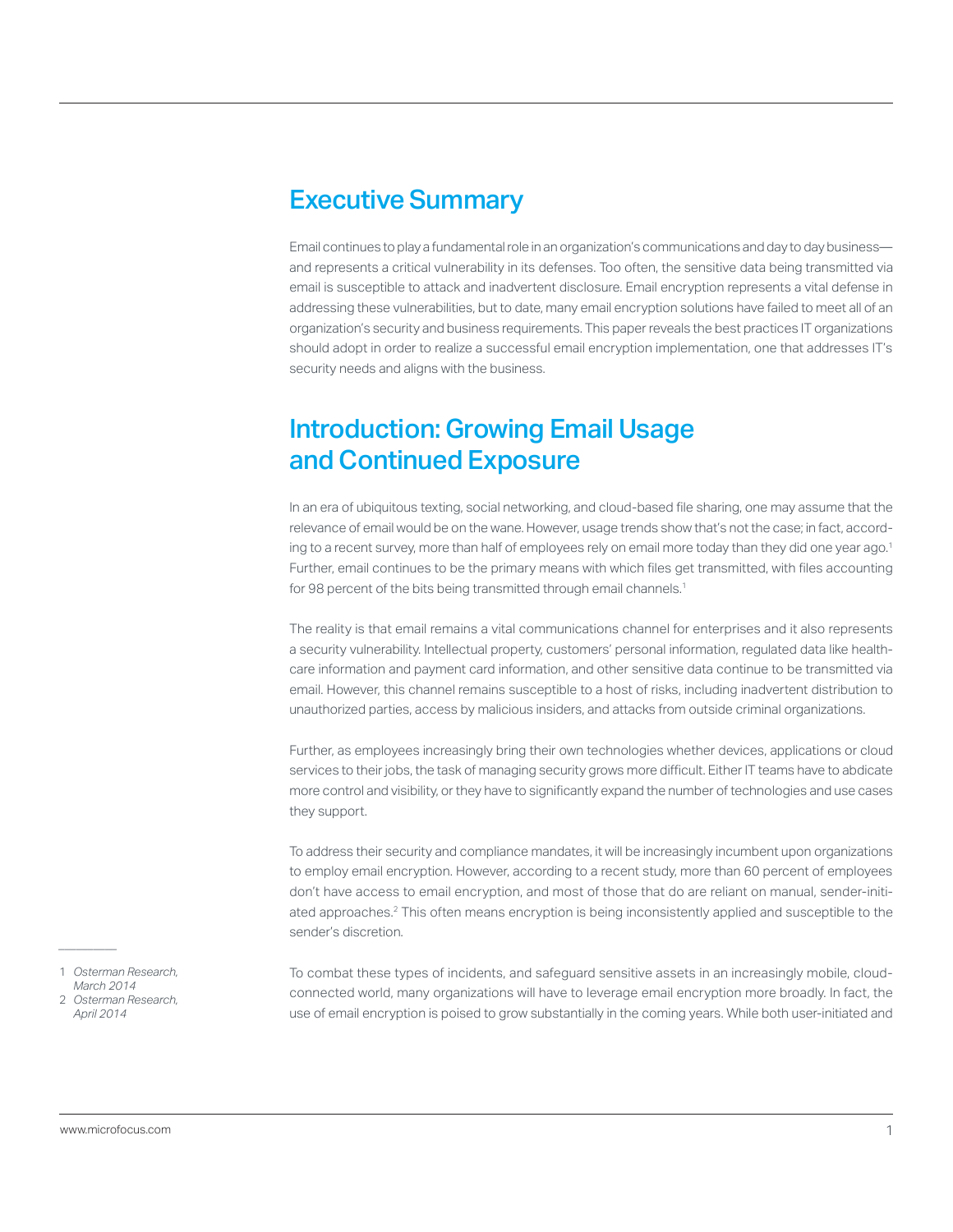## Executive Summary

Email continues to play a fundamental role in an organization's communications and day to day business—and represents a critical vulnerability in its defenses. Too often, the sensitive data being transmitted via email is susceptible to attack and inadvertent disclosure. Email encryption represents a vital defense in addressing these vulnerabilities, but to date, many email encryption solutions have failed to meet all of an organization's security and business requirements. This paper reveals the best practices IT organizations should adopt in order to realize a successful email encryption implementation, one that addresses IT's security needs and aligns with the business.

## Introduction: Growing Email Usage and Continued Exposure

In an era of ubiquitous texting, social networking, and cloud-based file sharing, one may assume that the relevance of email would be on the wane. However, usage trends show that's not the case; in fact, according to a recent survey, more than half of employees rely on email more today than they did one year ago.[1] Further, email continues to be the primary means with which files get transmitted, with files accounting for 98 percent of the bits being transmitted through email channels.[1]

The reality is that email remains a vital communications channel for enterprises and it also represents a security vulnerability. Intellectual property, customers' personal information, regulated data like health-care information and payment card information, and other sensitive data continue to be transmitted via email. However, this channel remains susceptible to a host of risks, including inadvertent distribution to unauthorized parties, access by malicious insiders, and attacks from outside criminal organizations.

Further, as employees increasingly bring their own technologies whether devices, applications or cloud services to their jobs, the task of managing security grows more difficult. Either IT teams have to abdicate more control and visibility, or they have to significantly expand the number of technologies and use cases they support.

To address their security and compliance mandates, it will be increasingly incumbent upon organizations to employ email encryption. However, according to a recent study, more than 60 percent of employees don't have access to email encryption, and most of those that do are reliant on manual, sender-initiated approaches.[2] This often means encryption is being inconsistently applied and susceptible to the sender's discretion.

To combat these types of incidents, and safeguard sensitive assets in an increasingly mobile, cloud-connected world, many organizations will have to leverage email encryption more broadly. In fact, the use of email encryption is poised to grow substantially in the coming years. While both user-initiated and

1 *Osterman Research, March 2014*
2 *Osterman Research, April 2014*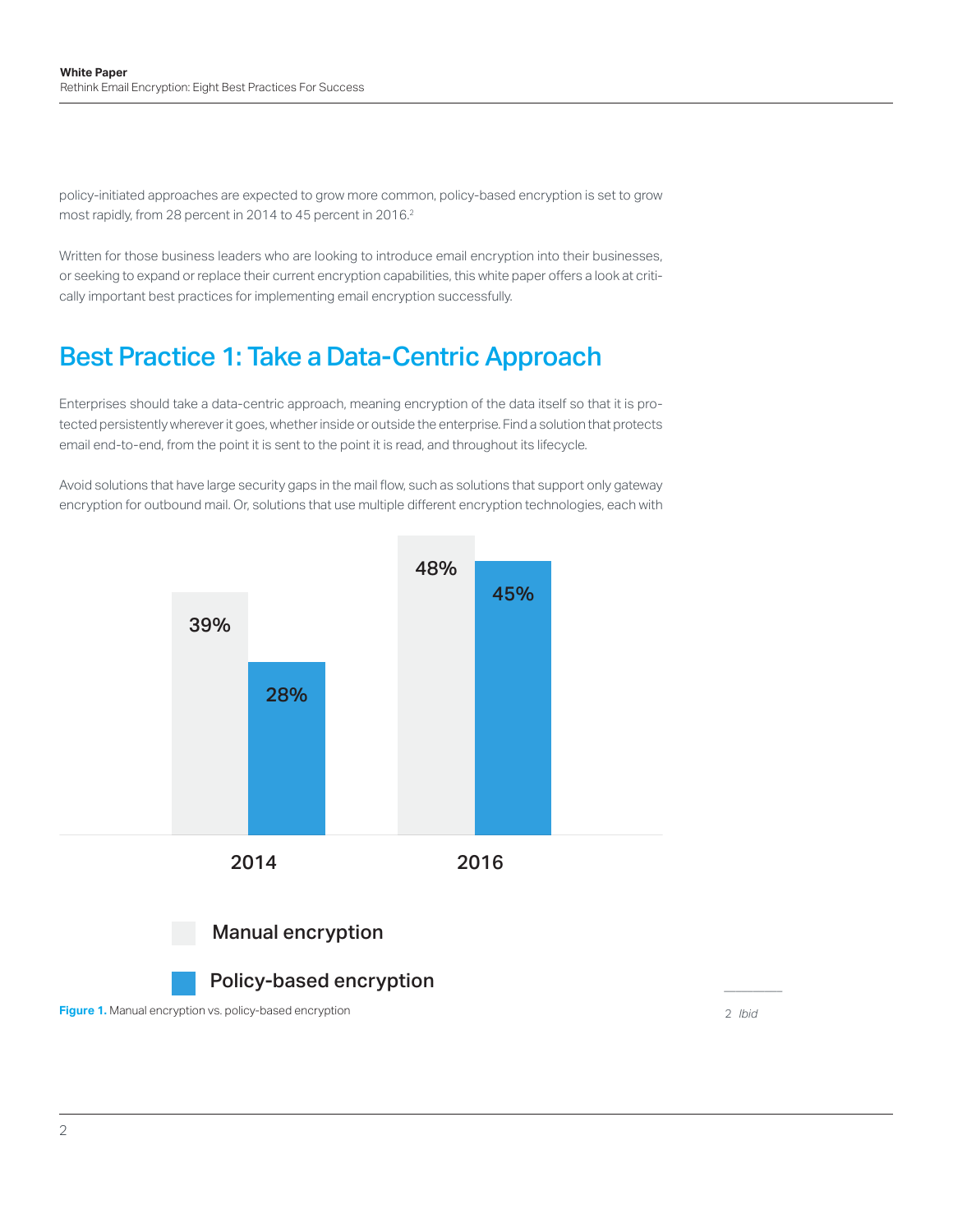policy-initiated approaches are expected to grow more common, policy-based encryption is set to grow most rapidly, from 28 percent in 2014 to 45 percent in 2016.[2]

Written for those business leaders who are looking to introduce email encryption into their businesses, or seeking to expand or replace their current encryption capabilities, this white paper offers a look at critically important best practices for implementing email encryption successfully.

## Best Practice 1: Take a Data-Centric Approach

Enterprises should take a data-centric approach, meaning encryption of the data itself so that it is protected persistently wherever it goes, whether inside or outside the enterprise. Find a solution that protects email end-to-end, from the point it is sent to the point it is read, and throughout its lifecycle.

Avoid solutions that have large security gaps in the mail flow, such as solutions that support only gateway encryption for outbound mail. Or, solutions that use multiple different encryption technologies, each with

| | Manual encryption | Policy-based encryption |
| --- | --- | --- |
| 2014 | 39% | 28% |
| 2016 | 48% | 45% |

**Figure 1.** Manual encryption vs. policy-based encryption

2 *Ibid*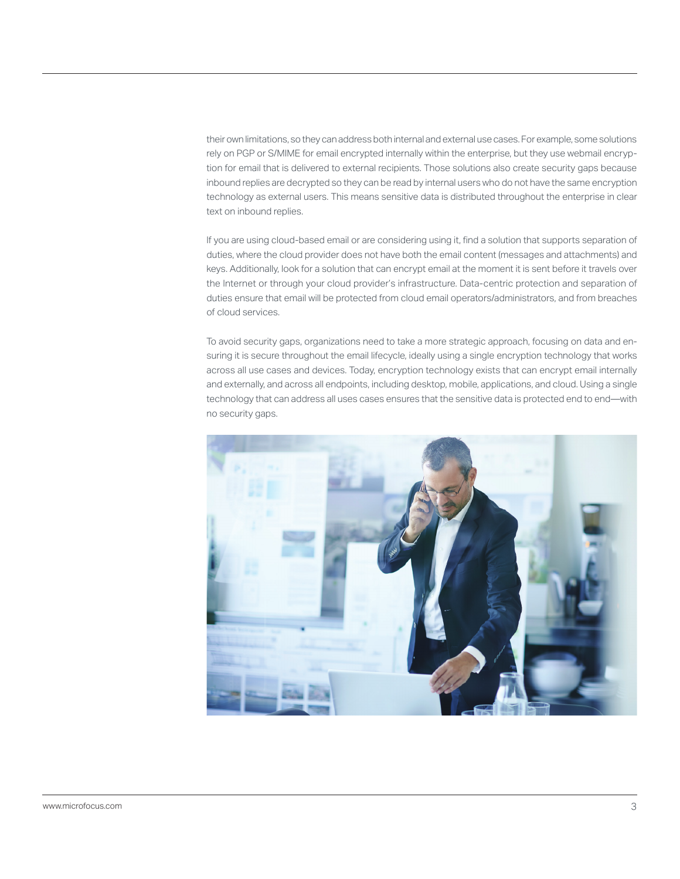their own limitations, so they can address both internal and external use cases. For example, some solutions rely on PGP or S/MIME for email encrypted internally within the enterprise, but they use webmail encryption for email that is delivered to external recipients. Those solutions also create security gaps because inbound replies are decrypted so they can be read by internal users who do not have the same encryption technology as external users. This means sensitive data is distributed throughout the enterprise in clear text on inbound replies.

If you are using cloud-based email or are considering using it, find a solution that supports separation of duties, where the cloud provider does not have both the email content (messages and attachments) and keys. Additionally, look for a solution that can encrypt email at the moment it is sent before it travels over the Internet or through your cloud provider's infrastructure. Data-centric protection and separation of duties ensure that email will be protected from cloud email operators/administrators, and from breaches of cloud services.

To avoid security gaps, organizations need to take a more strategic approach, focusing on data and ensuring it is secure throughout the email lifecycle, ideally using a single encryption technology that works across all use cases and devices. Today, encryption technology exists that can encrypt email internally and externally, and across all endpoints, including desktop, mobile, applications, and cloud. Using a single technology that can address all uses cases ensures that the sensitive data is protected end to end—with no security gaps.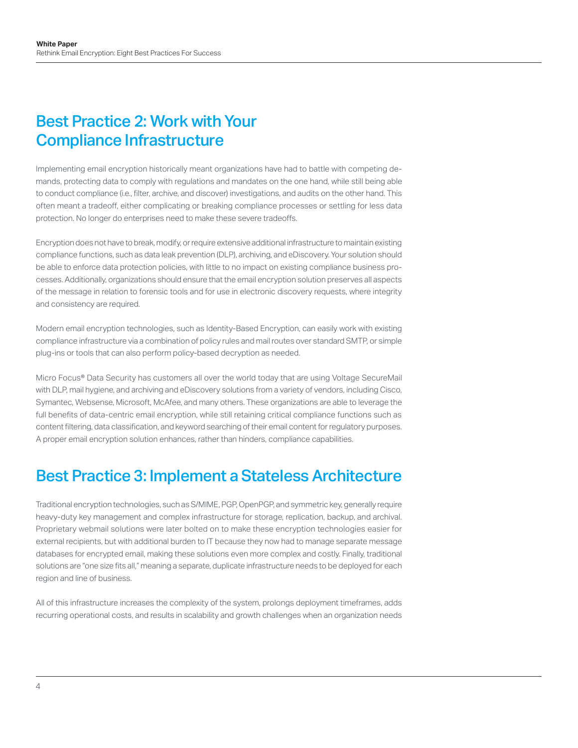## Best Practice 2: Work with Your Compliance Infrastructure

Implementing email encryption historically meant organizations have had to battle with competing demands, protecting data to comply with regulations and mandates on the one hand, while still being able to conduct compliance (i.e., filter, archive, and discover) investigations, and audits on the other hand. This often meant a tradeoff, either complicating or breaking compliance processes or settling for less data protection. No longer do enterprises need to make these severe tradeoffs.

Encryption does not have to break, modify, or require extensive additional infrastructure to maintain existing compliance functions, such as data leak prevention (DLP), archiving, and eDiscovery. Your solution should be able to enforce data protection policies, with little to no impact on existing compliance business processes. Additionally, organizations should ensure that the email encryption solution preserves all aspects of the message in relation to forensic tools and for use in electronic discovery requests, where integrity and consistency are required.

Modern email encryption technologies, such as Identity-Based Encryption, can easily work with existing compliance infrastructure via a combination of policy rules and mail routes over standard SMTP, or simple plug-ins or tools that can also perform policy-based decryption as needed.

Micro Focus® Data Security has customers all over the world today that are using Voltage SecureMail with DLP, mail hygiene, and archiving and eDiscovery solutions from a variety of vendors, including Cisco, Symantec, Websense, Microsoft, McAfee, and many others. These organizations are able to leverage the full benefits of data-centric email encryption, while still retaining critical compliance functions such as content filtering, data classification, and keyword searching of their email content for regulatory purposes. A proper email encryption solution enhances, rather than hinders, compliance capabilities.

## Best Practice 3: Implement a Stateless Architecture

Traditional encryption technologies, such as S/MIME, PGP, OpenPGP, and symmetric key, generally require heavy-duty key management and complex infrastructure for storage, replication, backup, and archival. Proprietary webmail solutions were later bolted on to make these encryption technologies easier for external recipients, but with additional burden to IT because they now had to manage separate message databases for encrypted email, making these solutions even more complex and costly. Finally, traditional solutions are "one size fits all," meaning a separate, duplicate infrastructure needs to be deployed for each region and line of business.

All of this infrastructure increases the complexity of the system, prolongs deployment timeframes, adds recurring operational costs, and results in scalability and growth challenges when an organization needs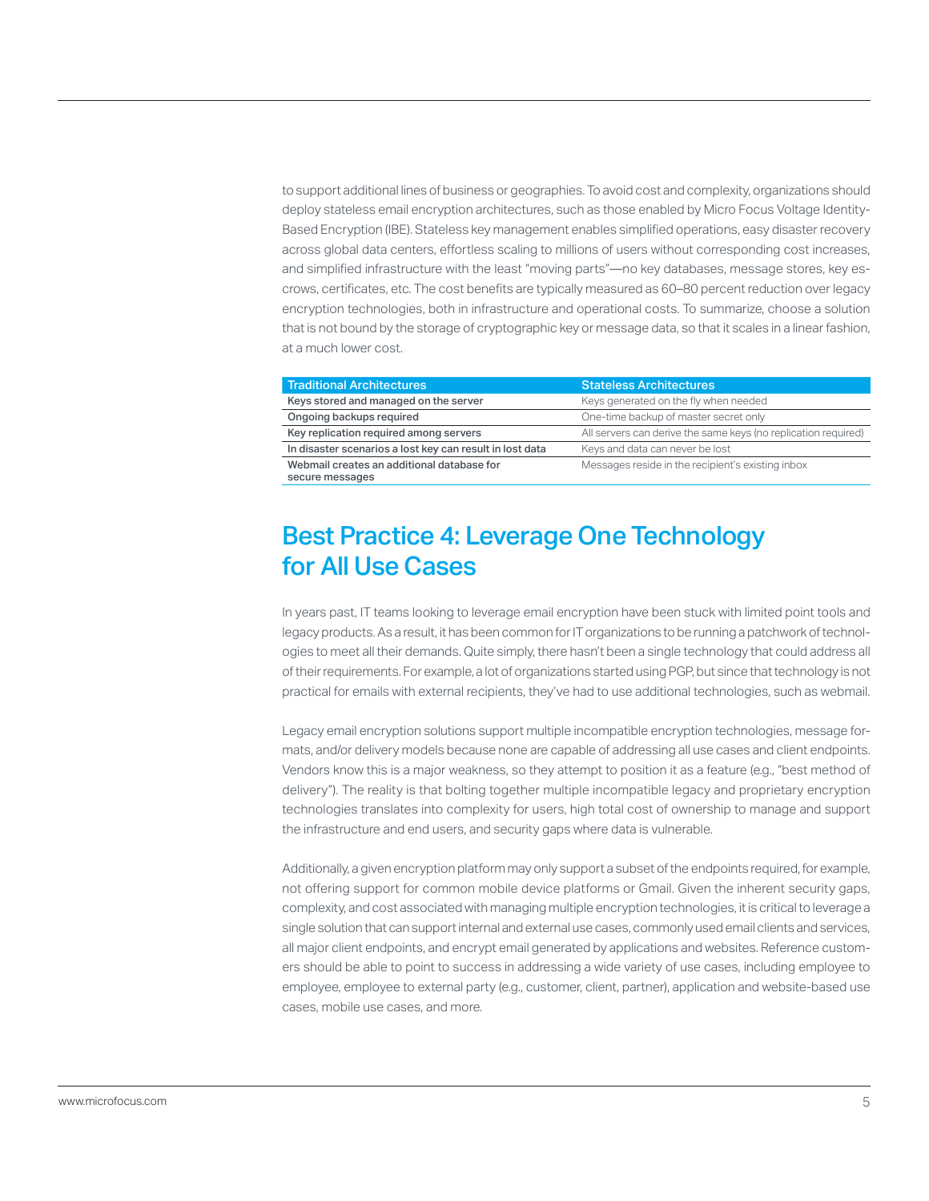to support additional lines of business or geographies. To avoid cost and complexity, organizations should deploy stateless email encryption architectures, such as those enabled by Micro Focus Voltage Identity-Based Encryption (IBE). Stateless key management enables simplified operations, easy disaster recovery across global data centers, effortless scaling to millions of users without corresponding cost increases, and simplified infrastructure with the least "moving parts"—no key databases, message stores, key escrows, certificates, etc. The cost benefits are typically measured as 60–80 percent reduction over legacy encryption technologies, both in infrastructure and operational costs. To summarize, choose a solution that is not bound by the storage of cryptographic key or message data, so that it scales in a linear fashion, at a much lower cost.

| Traditional Architectures | Stateless Architectures |
|---|---|
| **Keys stored and managed on the server** | Keys generated on the fly when needed |
| **Ongoing backups required** | One-time backup of master secret only |
| **Key replication required among servers** | All servers can derive the same keys (no replication required) |
| **In disaster scenarios a lost key can result in lost data** | Keys and data can never be lost |
| **Webmail creates an additional database for secure messages** | Messages reside in the recipient's existing inbox |

## Best Practice 4: Leverage One Technology for All Use Cases

In years past, IT teams looking to leverage email encryption have been stuck with limited point tools and legacy products. As a result, it has been common for IT organizations to be running a patchwork of technologies to meet all their demands. Quite simply, there hasn't been a single technology that could address all of their requirements. For example, a lot of organizations started using PGP, but since that technology is not practical for emails with external recipients, they've had to use additional technologies, such as webmail.

Legacy email encryption solutions support multiple incompatible encryption technologies, message formats, and/or delivery models because none are capable of addressing all use cases and client endpoints. Vendors know this is a major weakness, so they attempt to position it as a feature (e.g., "best method of delivery"). The reality is that bolting together multiple incompatible legacy and proprietary encryption technologies translates into complexity for users, high total cost of ownership to manage and support the infrastructure and end users, and security gaps where data is vulnerable.

Additionally, a given encryption platform may only support a subset of the endpoints required, for example, not offering support for common mobile device platforms or Gmail. Given the inherent security gaps, complexity, and cost associated with managing multiple encryption technologies, it is critical to leverage a single solution that can support internal and external use cases, commonly used email clients and services, all major client endpoints, and encrypt email generated by applications and websites. Reference customers should be able to point to success in addressing a wide variety of use cases, including employee to employee, employee to external party (e.g., customer, client, partner), application and website-based use cases, mobile use cases, and more.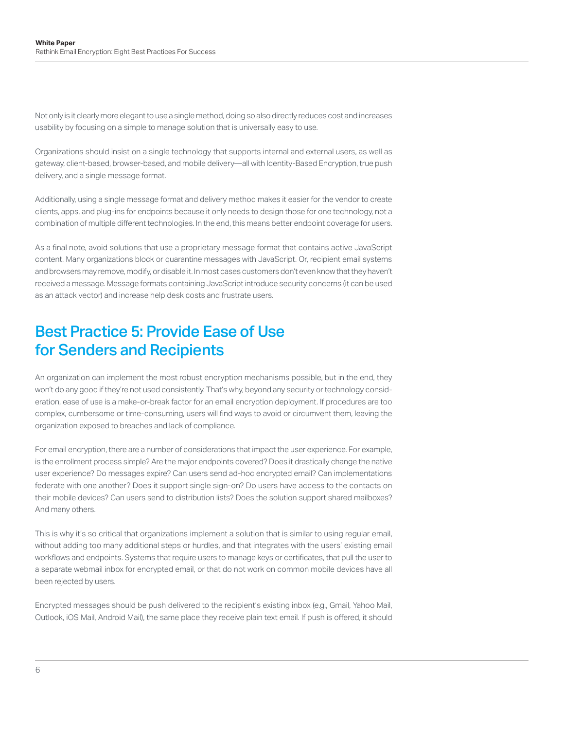Not only is it clearly more elegant to use a single method, doing so also directly reduces cost and increases usability by focusing on a simple to manage solution that is universally easy to use.

Organizations should insist on a single technology that supports internal and external users, as well as gateway, client-based, browser-based, and mobile delivery—all with Identity-Based Encryption, true push delivery, and a single message format.

Additionally, using a single message format and delivery method makes it easier for the vendor to create clients, apps, and plug-ins for endpoints because it only needs to design those for one technology, not a combination of multiple different technologies. In the end, this means better endpoint coverage for users.

As a final note, avoid solutions that use a proprietary message format that contains active JavaScript content. Many organizations block or quarantine messages with JavaScript. Or, recipient email systems and browsers may remove, modify, or disable it. In most cases customers don't even know that they haven't received a message. Message formats containing JavaScript introduce security concerns (it can be used as an attack vector) and increase help desk costs and frustrate users.

## Best Practice 5: Provide Ease of Use for Senders and Recipients

An organization can implement the most robust encryption mechanisms possible, but in the end, they won't do any good if they're not used consistently. That's why, beyond any security or technology consideration, ease of use is a make-or-break factor for an email encryption deployment. If procedures are too complex, cumbersome or time-consuming, users will find ways to avoid or circumvent them, leaving the organization exposed to breaches and lack of compliance.

For email encryption, there are a number of considerations that impact the user experience. For example, is the enrollment process simple? Are the major endpoints covered? Does it drastically change the native user experience? Do messages expire? Can users send ad-hoc encrypted email? Can implementations federate with one another? Does it support single sign-on? Do users have access to the contacts on their mobile devices? Can users send to distribution lists? Does the solution support shared mailboxes? And many others.

This is why it's so critical that organizations implement a solution that is similar to using regular email, without adding too many additional steps or hurdles, and that integrates with the users' existing email workflows and endpoints. Systems that require users to manage keys or certificates, that pull the user to a separate webmail inbox for encrypted email, or that do not work on common mobile devices have all been rejected by users.

Encrypted messages should be push delivered to the recipient's existing inbox (e.g., Gmail, Yahoo Mail, Outlook, iOS Mail, Android Mail), the same place they receive plain text email. If push is offered, it should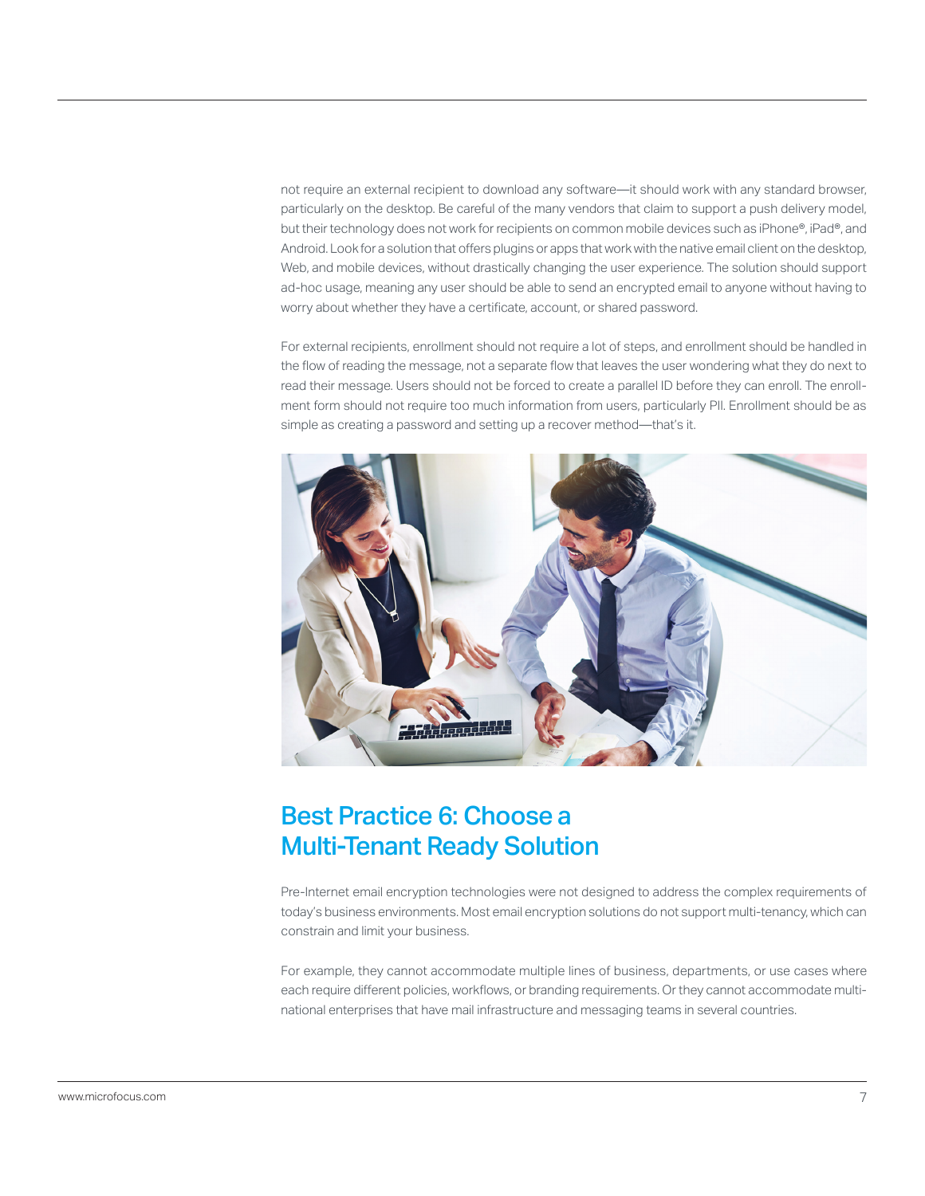not require an external recipient to download any software—it should work with any standard browser, particularly on the desktop. Be careful of the many vendors that claim to support a push delivery model, but their technology does not work for recipients on common mobile devices such as iPhone®, iPad®, and Android. Look for a solution that offers plugins or apps that work with the native email client on the desktop, Web, and mobile devices, without drastically changing the user experience. The solution should support ad-hoc usage, meaning any user should be able to send an encrypted email to anyone without having to worry about whether they have a certificate, account, or shared password.

For external recipients, enrollment should not require a lot of steps, and enrollment should be handled in the flow of reading the message, not a separate flow that leaves the user wondering what they do next to read their message. Users should not be forced to create a parallel ID before they can enroll. The enrollment form should not require too much information from users, particularly PII. Enrollment should be as simple as creating a password and setting up a recover method—that's it.

## Best Practice 6: Choose a Multi-Tenant Ready Solution

Pre-Internet email encryption technologies were not designed to address the complex requirements of today's business environments. Most email encryption solutions do not support multi-tenancy, which can constrain and limit your business.

For example, they cannot accommodate multiple lines of business, departments, or use cases where each require different policies, workflows, or branding requirements. Or they cannot accommodate multinational enterprises that have mail infrastructure and messaging teams in several countries.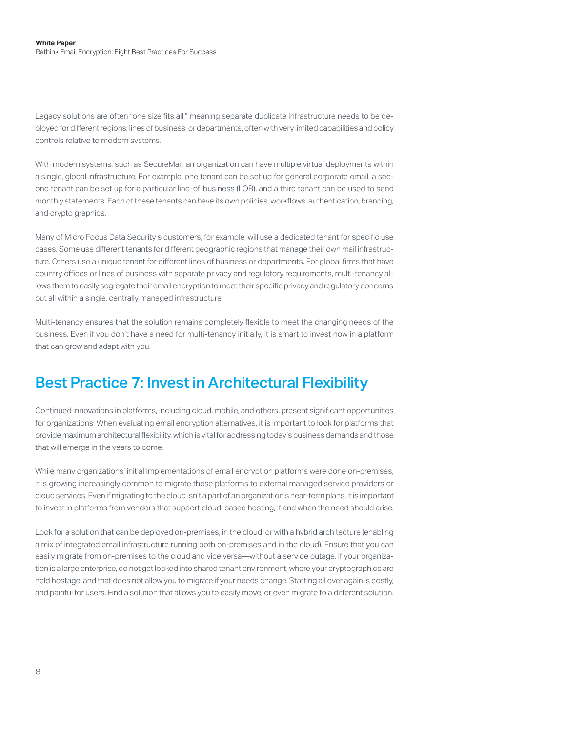Legacy solutions are often "one size fits all," meaning separate duplicate infrastructure needs to be deployed for different regions, lines of business, or departments, often with very limited capabilities and policy controls relative to modern systems.

With modern systems, such as SecureMail, an organization can have multiple virtual deployments within a single, global infrastructure. For example, one tenant can be set up for general corporate email, a second tenant can be set up for a particular line-of-business (LOB), and a third tenant can be used to send monthly statements. Each of these tenants can have its own policies, workflows, authentication, branding, and crypto graphics.

Many of Micro Focus Data Security's customers, for example, will use a dedicated tenant for specific use cases. Some use different tenants for different geographic regions that manage their own mail infrastructure. Others use a unique tenant for different lines of business or departments. For global firms that have country offices or lines of business with separate privacy and regulatory requirements, multi-tenancy allows them to easily segregate their email encryption to meet their specific privacy and regulatory concerns but all within a single, centrally managed infrastructure.

Multi-tenancy ensures that the solution remains completely flexible to meet the changing needs of the business. Even if you don't have a need for multi-tenancy initially, it is smart to invest now in a platform that can grow and adapt with you.

## Best Practice 7: Invest in Architectural Flexibility

Continued innovations in platforms, including cloud, mobile, and others, present significant opportunities for organizations. When evaluating email encryption alternatives, it is important to look for platforms that provide maximum architectural flexibility, which is vital for addressing today's business demands and those that will emerge in the years to come.

While many organizations' initial implementations of email encryption platforms were done on-premises, it is growing increasingly common to migrate these platforms to external managed service providers or cloud services. Even if migrating to the cloud isn't a part of an organization's near-term plans, it is important to invest in platforms from vendors that support cloud-based hosting, if and when the need should arise.

Look for a solution that can be deployed on-premises, in the cloud, or with a hybrid architecture (enabling a mix of integrated email infrastructure running both on-premises and in the cloud). Ensure that you can easily migrate from on-premises to the cloud and vice versa—without a service outage. If your organization is a large enterprise, do not get locked into shared tenant environment, where your cryptographics are held hostage, and that does not allow you to migrate if your needs change. Starting all over again is costly, and painful for users. Find a solution that allows you to easily move, or even migrate to a different solution.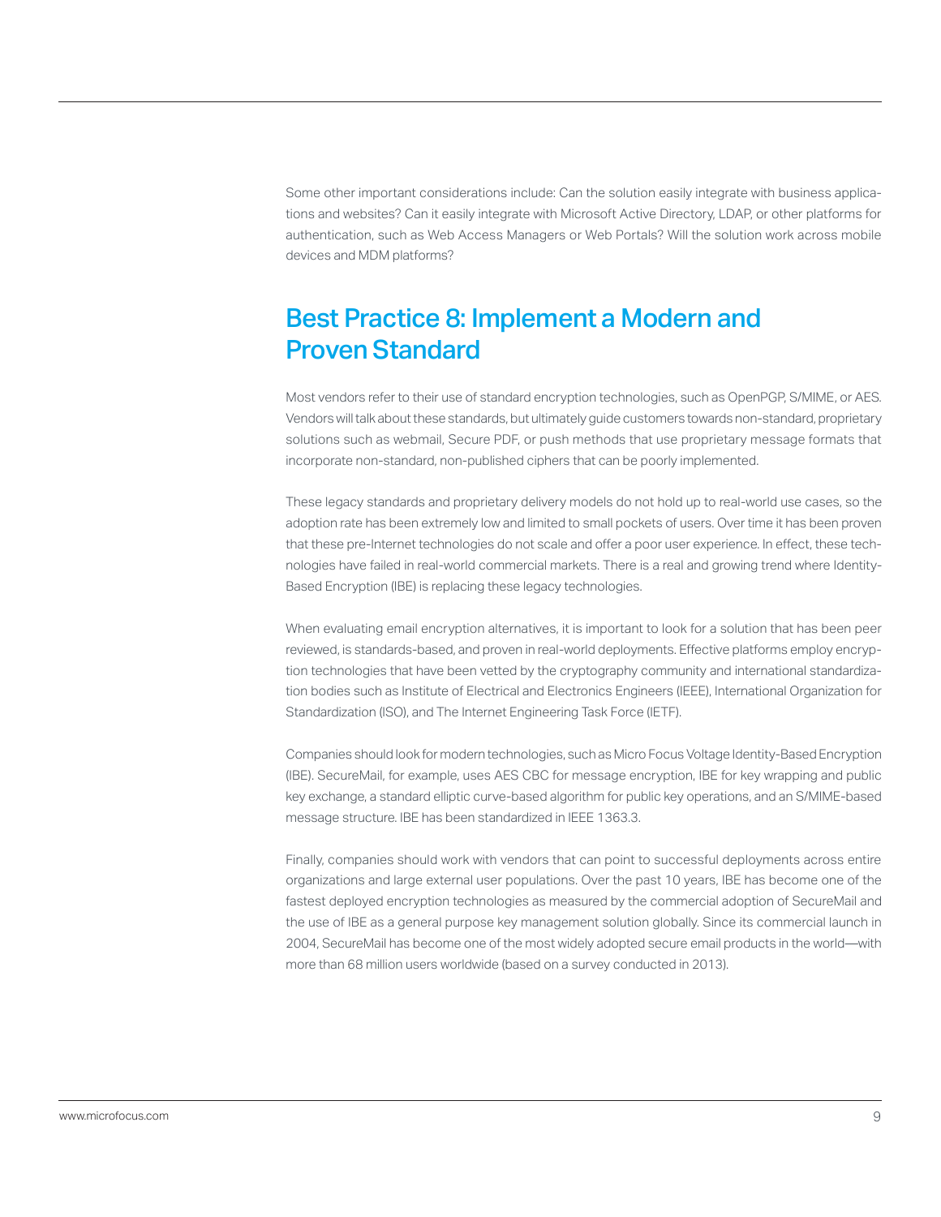Some other important considerations include: Can the solution easily integrate with business applications and websites? Can it easily integrate with Microsoft Active Directory, LDAP, or other platforms for authentication, such as Web Access Managers or Web Portals? Will the solution work across mobile devices and MDM platforms?

## Best Practice 8: Implement a Modern and Proven Standard

Most vendors refer to their use of standard encryption technologies, such as OpenPGP, S/MIME, or AES. Vendors will talk about these standards, but ultimately guide customers towards non-standard, proprietary solutions such as webmail, Secure PDF, or push methods that use proprietary message formats that incorporate non-standard, non-published ciphers that can be poorly implemented.

These legacy standards and proprietary delivery models do not hold up to real-world use cases, so the adoption rate has been extremely low and limited to small pockets of users. Over time it has been proven that these pre-Internet technologies do not scale and offer a poor user experience. In effect, these technologies have failed in real-world commercial markets. There is a real and growing trend where Identity-Based Encryption (IBE) is replacing these legacy technologies.

When evaluating email encryption alternatives, it is important to look for a solution that has been peer reviewed, is standards-based, and proven in real-world deployments. Effective platforms employ encryption technologies that have been vetted by the cryptography community and international standardization bodies such as Institute of Electrical and Electronics Engineers (IEEE), International Organization for Standardization (ISO), and The Internet Engineering Task Force (IETF).

Companies should look for modern technologies, such as Micro Focus Voltage Identity-Based Encryption (IBE). SecureMail, for example, uses AES CBC for message encryption, IBE for key wrapping and public key exchange, a standard elliptic curve-based algorithm for public key operations, and an S/MIME-based message structure. IBE has been standardized in IEEE 1363.3.

Finally, companies should work with vendors that can point to successful deployments across entire organizations and large external user populations. Over the past 10 years, IBE has become one of the fastest deployed encryption technologies as measured by the commercial adoption of SecureMail and the use of IBE as a general purpose key management solution globally. Since its commercial launch in 2004, SecureMail has become one of the most widely adopted secure email products in the world—with more than 68 million users worldwide (based on a survey conducted in 2013).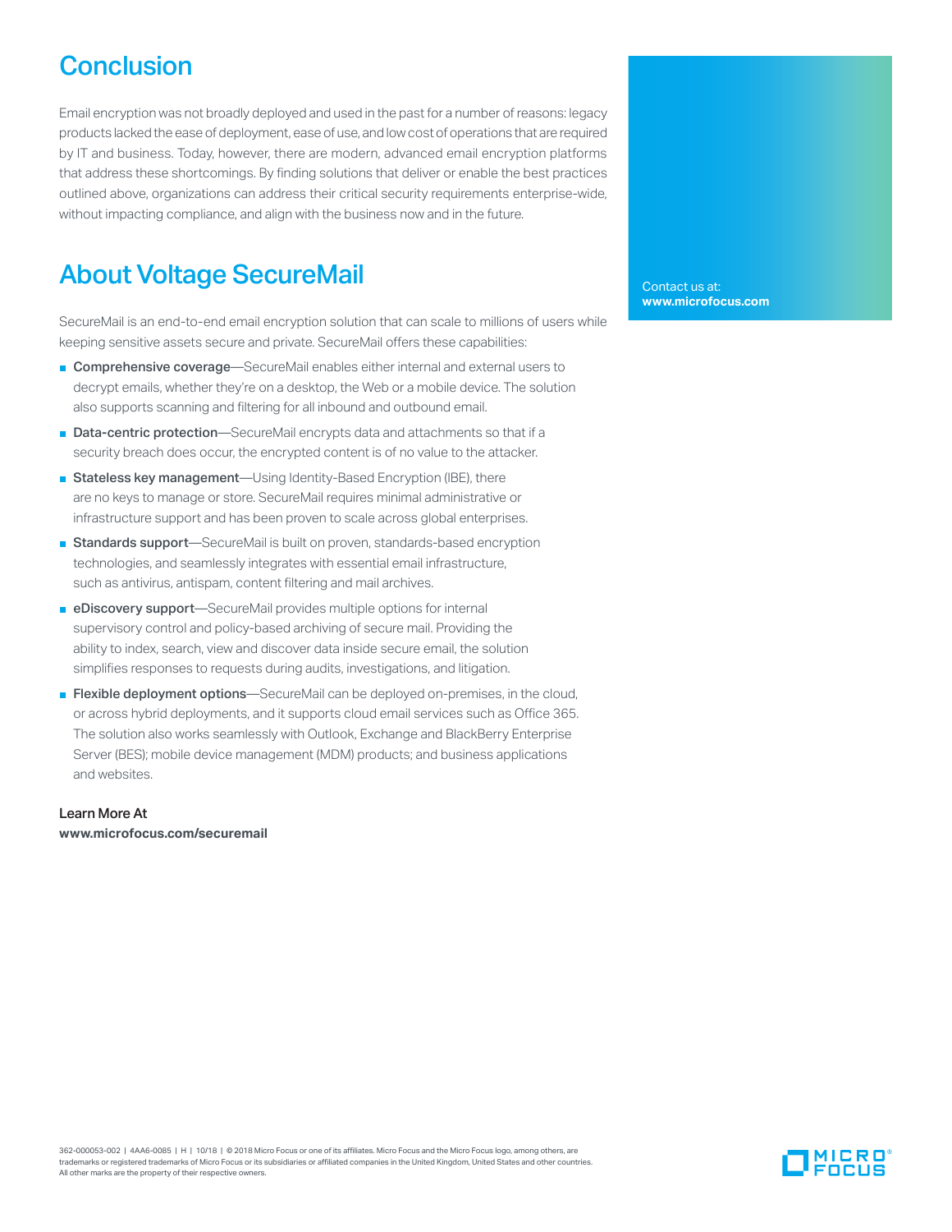## Conclusion

Email encryption was not broadly deployed and used in the past for a number of reasons: legacy products lacked the ease of deployment, ease of use, and low cost of operations that are required by IT and business. Today, however, there are modern, advanced email encryption platforms that address these shortcomings. By finding solutions that deliver or enable the best practices outlined above, organizations can address their critical security requirements enterprise-wide, without impacting compliance, and align with the business now and in the future.

## About Voltage SecureMail

SecureMail is an end-to-end email encryption solution that can scale to millions of users while keeping sensitive assets secure and private. SecureMail offers these capabilities:

- **Comprehensive coverage**—SecureMail enables either internal and external users to decrypt emails, whether they're on a desktop, the Web or a mobile device. The solution also supports scanning and filtering for all inbound and outbound email.
- **Data-centric protection**—SecureMail encrypts data and attachments so that if a security breach does occur, the encrypted content is of no value to the attacker.
- **Stateless key management**—Using Identity-Based Encryption (IBE), there are no keys to manage or store. SecureMail requires minimal administrative or infrastructure support and has been proven to scale across global enterprises.
- **Standards support**—SecureMail is built on proven, standards-based encryption technologies, and seamlessly integrates with essential email infrastructure, such as antivirus, antispam, content filtering and mail archives.
- **eDiscovery support**—SecureMail provides multiple options for internal supervisory control and policy-based archiving of secure mail. Providing the ability to index, search, view and discover data inside secure email, the solution simplifies responses to requests during audits, investigations, and litigation.
- **Flexible deployment options**—SecureMail can be deployed on-premises, in the cloud, or across hybrid deployments, and it supports cloud email services such as Office 365. The solution also works seamlessly with Outlook, Exchange and BlackBerry Enterprise Server (BES); mobile device management (MDM) products; and business applications and websites.

Learn More At
**www.microfocus.com/securemail**

Contact us at:
**www.microfocus.com**

362-000053-002 | 4AA6-0085 | H | 10/18 | © 2018 Micro Focus or one of its affiliates. Micro Focus and the Micro Focus logo, among others, are trademarks or registered trademarks of Micro Focus or its subsidiaries or affiliated companies in the United Kingdom, United States and other countries. All other marks are the property of their respective owners.